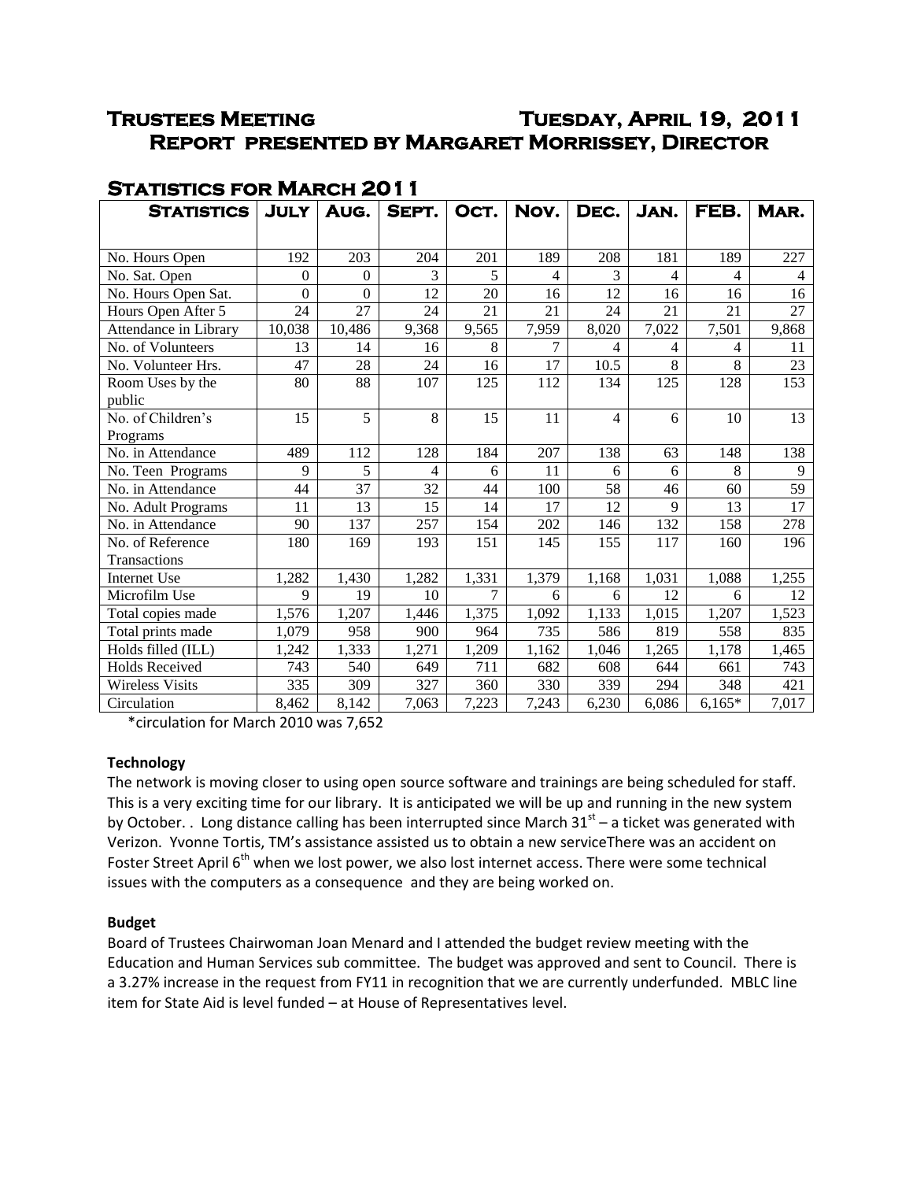# Trustees Meeting Tuesday, April 19, 2011

## Report presented by Margaret Morrissey, Director

## Statistics for March 2011

| Statistics | July | Aug. | Sept. | Oct. | Nov. | Dec. | Jan. | FEB. | Mar. |
|---|---|---|---|---|---|---|---|---|---|
| No. Hours Open | 192 | 203 | 204 | 201 | 189 | 208 | 181 | 189 | 227 |
| No. Sat. Open | 0 | 0 | 3 | 5 | 4 | 3 | 4 | 4 | 4 |
| No. Hours Open Sat. | 0 | 0 | 12 | 20 | 16 | 12 | 16 | 16 | 16 |
| Hours Open After 5 | 24 | 27 | 24 | 21 | 21 | 24 | 21 | 21 | 27 |
| Attendance in Library | 10,038 | 10,486 | 9,368 | 9,565 | 7,959 | 8,020 | 7,022 | 7,501 | 9,868 |
| No. of Volunteers | 13 | 14 | 16 | 8 | 7 | 4 | 4 | 4 | 11 |
| No. Volunteer Hrs. | 47 | 28 | 24 | 16 | 17 | 10.5 | 8 | 8 | 23 |
| Room Uses by the public | 80 | 88 | 107 | 125 | 112 | 134 | 125 | 128 | 153 |
| No. of Children's Programs | 15 | 5 | 8 | 15 | 11 | 4 | 6 | 10 | 13 |
| No. in Attendance | 489 | 112 | 128 | 184 | 207 | 138 | 63 | 148 | 138 |
| No. Teen Programs | 9 | 5 | 4 | 6 | 11 | 6 | 6 | 8 | 9 |
| No. in Attendance | 44 | 37 | 32 | 44 | 100 | 58 | 46 | 60 | 59 |
| No. Adult Programs | 11 | 13 | 15 | 14 | 17 | 12 | 9 | 13 | 17 |
| No. in Attendance | 90 | 137 | 257 | 154 | 202 | 146 | 132 | 158 | 278 |
| No. of Reference Transactions | 180 | 169 | 193 | 151 | 145 | 155 | 117 | 160 | 196 |
| Internet Use | 1,282 | 1,430 | 1,282 | 1,331 | 1,379 | 1,168 | 1,031 | 1,088 | 1,255 |
| Microfilm Use | 9 | 19 | 10 | 7 | 6 | 6 | 12 | 6 | 12 |
| Total copies made | 1,576 | 1,207 | 1,446 | 1,375 | 1,092 | 1,133 | 1,015 | 1,207 | 1,523 |
| Total prints made | 1,079 | 958 | 900 | 964 | 735 | 586 | 819 | 558 | 835 |
| Holds filled (ILL) | 1,242 | 1,333 | 1,271 | 1,209 | 1,162 | 1,046 | 1,265 | 1,178 | 1,465 |
| Holds Received | 743 | 540 | 649 | 711 | 682 | 608 | 644 | 661 | 743 |
| Wireless Visits | 335 | 309 | 327 | 360 | 330 | 339 | 294 | 348 | 421 |
| Circulation | 8,462 | 8,142 | 7,063 | 7,223 | 7,243 | 6,230 | 6,086 | 6,165* | 7,017 |

*circulation for March 2010 was 7,652

**Technology**

The network is moving closer to using open source software and trainings are being scheduled for staff. This is a very exciting time for our library. It is anticipated we will be up and running in the new system by October. . Long distance calling has been interrupted since March 31st – a ticket was generated with Verizon. Yvonne Tortis, TM's assistance assisted us to obtain a new serviceThere was an accident on Foster Street April 6th when we lost power, we also lost internet access. There were some technical issues with the computers as a consequence and they are being worked on.

**Budget**

Board of Trustees Chairwoman Joan Menard and I attended the budget review meeting with the Education and Human Services sub committee. The budget was approved and sent to Council. There is a 3.27% increase in the request from FY11 in recognition that we are currently underfunded. MBLC line item for State Aid is level funded – at House of Representatives level.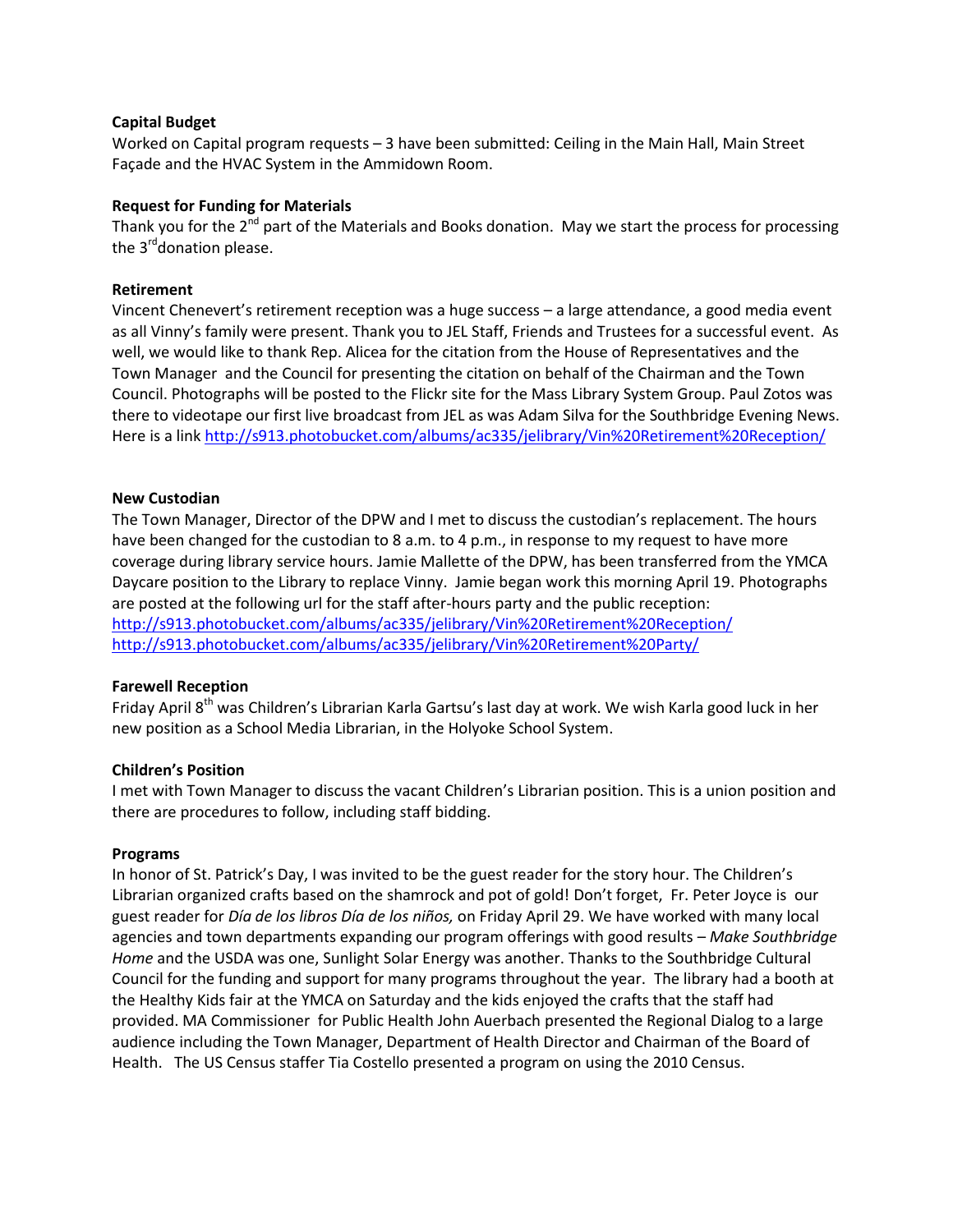**Capital Budget**
Worked on Capital program requests – 3 have been submitted: Ceiling in the Main Hall, Main Street Façade and the HVAC System in the Ammidown Room.

**Request for Funding for Materials**
Thank you for the 2nd part of the Materials and Books donation. May we start the process for processing the 3rd donation please.

**Retirement**
Vincent Chenevert's retirement reception was a huge success – a large attendance, a good media event as all Vinny's family were present. Thank you to JEL Staff, Friends and Trustees for a successful event. As well, we would like to thank Rep. Alicea for the citation from the House of Representatives and the Town Manager and the Council for presenting the citation on behalf of the Chairman and the Town Council. Photographs will be posted to the Flickr site for the Mass Library System Group. Paul Zotos was there to videotape our first live broadcast from JEL as was Adam Silva for the Southbridge Evening News. Here is a link http://s913.photobucket.com/albums/ac335/jelibrary/Vin%20Retirement%20Reception/

**New Custodian**
The Town Manager, Director of the DPW and I met to discuss the custodian's replacement. The hours have been changed for the custodian to 8 a.m. to 4 p.m., in response to my request to have more coverage during library service hours. Jamie Mallette of the DPW, has been transferred from the YMCA Daycare position to the Library to replace Vinny. Jamie began work this morning April 19. Photographs are posted at the following url for the staff after-hours party and the public reception:
http://s913.photobucket.com/albums/ac335/jelibrary/Vin%20Retirement%20Reception/
http://s913.photobucket.com/albums/ac335/jelibrary/Vin%20Retirement%20Party/

**Farewell Reception**
Friday April 8th was Children's Librarian Karla Gartsu's last day at work. We wish Karla good luck in her new position as a School Media Librarian, in the Holyoke School System.

**Children's Position**
I met with Town Manager to discuss the vacant Children's Librarian position. This is a union position and there are procedures to follow, including staff bidding.

**Programs**
In honor of St. Patrick's Day, I was invited to be the guest reader for the story hour. The Children's Librarian organized crafts based on the shamrock and pot of gold! Don't forget, Fr. Peter Joyce is our guest reader for *Día de los libros Día de los niños,* on Friday April 29. We have worked with many local agencies and town departments expanding our program offerings with good results – *Make Southbridge Home* and the USDA was one, Sunlight Solar Energy was another. Thanks to the Southbridge Cultural Council for the funding and support for many programs throughout the year. The library had a booth at the Healthy Kids fair at the YMCA on Saturday and the kids enjoyed the crafts that the staff had provided. MA Commissioner for Public Health John Auerbach presented the Regional Dialog to a large audience including the Town Manager, Department of Health Director and Chairman of the Board of Health. The US Census staffer Tia Costello presented a program on using the 2010 Census.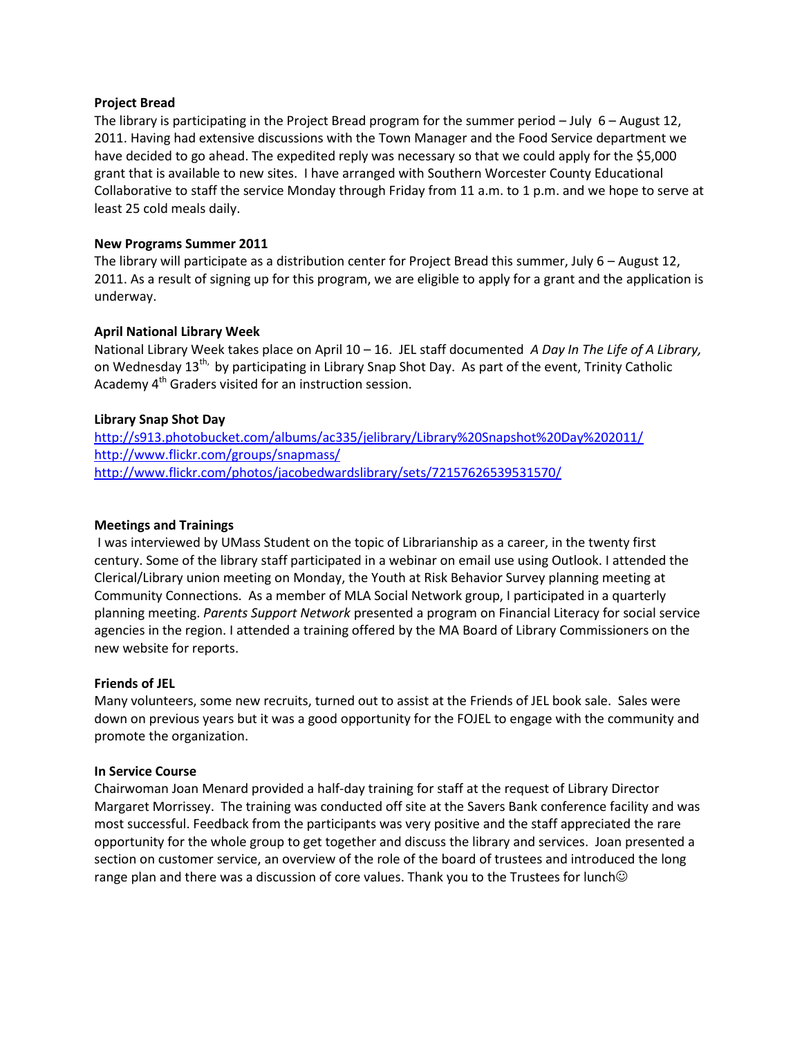**Project Bread**

The library is participating in the Project Bread program for the summer period – July 6 – August 12, 2011. Having had extensive discussions with the Town Manager and the Food Service department we have decided to go ahead. The expedited reply was necessary so that we could apply for the $5,000 grant that is available to new sites. I have arranged with Southern Worcester County Educational Collaborative to staff the service Monday through Friday from 11 a.m. to 1 p.m. and we hope to serve at least 25 cold meals daily.

**New Programs Summer 2011**

The library will participate as a distribution center for Project Bread this summer, July 6 – August 12, 2011. As a result of signing up for this program, we are eligible to apply for a grant and the application is underway.

**April National Library Week**

National Library Week takes place on April 10 – 16. JEL staff documented *A Day In The Life of A Library,* on Wednesday 13th, by participating in Library Snap Shot Day. As part of the event, Trinity Catholic Academy 4th Graders visited for an instruction session.

**Library Snap Shot Day**

http://s913.photobucket.com/albums/ac335/jelibrary/Library%20Snapshot%20Day%202011/
http://www.flickr.com/groups/snapmass/
http://www.flickr.com/photos/jacobedwardslibrary/sets/72157626539531570/

**Meetings and Trainings**

I was interviewed by UMass Student on the topic of Librarianship as a career, in the twenty first century. Some of the library staff participated in a webinar on email use using Outlook. I attended the Clerical/Library union meeting on Monday, the Youth at Risk Behavior Survey planning meeting at Community Connections. As a member of MLA Social Network group, I participated in a quarterly planning meeting. *Parents Support Network* presented a program on Financial Literacy for social service agencies in the region. I attended a training offered by the MA Board of Library Commissioners on the new website for reports.

**Friends of JEL**

Many volunteers, some new recruits, turned out to assist at the Friends of JEL book sale. Sales were down on previous years but it was a good opportunity for the FOJEL to engage with the community and promote the organization.

**In Service Course**

Chairwoman Joan Menard provided a half-day training for staff at the request of Library Director Margaret Morrissey. The training was conducted off site at the Savers Bank conference facility and was most successful. Feedback from the participants was very positive and the staff appreciated the rare opportunity for the whole group to get together and discuss the library and services. Joan presented a section on customer service, an overview of the role of the board of trustees and introduced the long range plan and there was a discussion of core values. Thank you to the Trustees for lunch☺